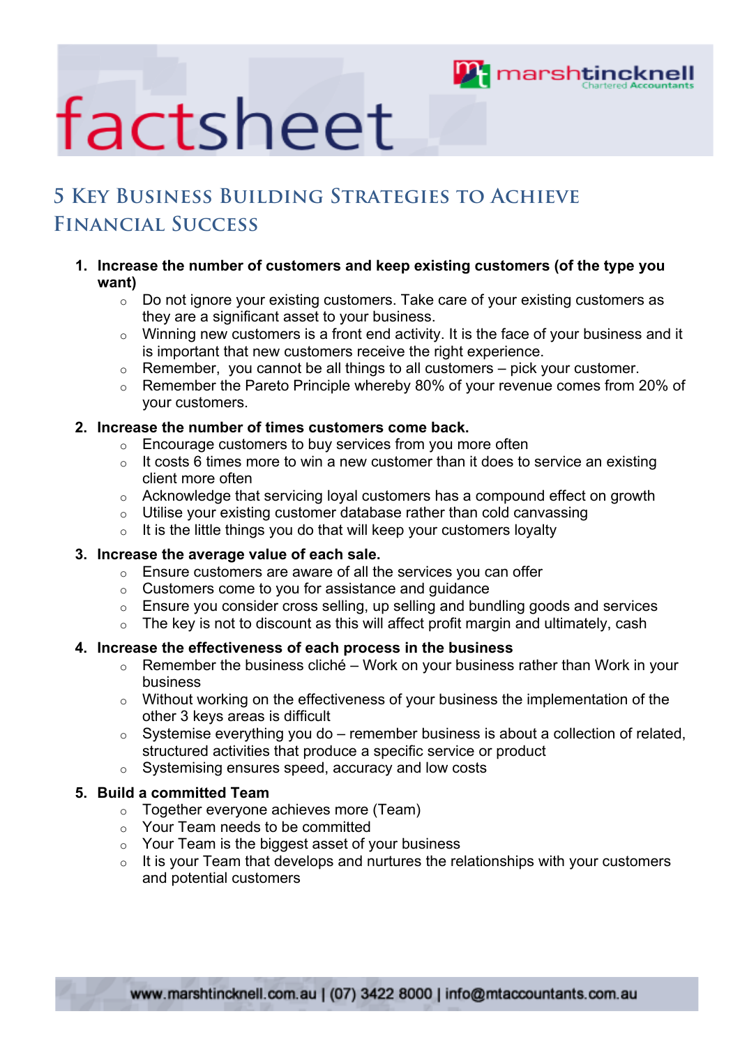# factsheet

marshtincknell Chartered Accountants

## 5 Key Business Building Strategies to Achieve Financial Success

1. **Increase the number of customers and keep existing customers (of the type you want)**
   - Do not ignore your existing customers. Take care of your existing customers as they are a significant asset to your business.
   - Winning new customers is a front end activity. It is the face of your business and it is important that new customers receive the right experience.
   - Remember, you cannot be all things to all customers – pick your customer.
   - Remember the Pareto Principle whereby 80% of your revenue comes from 20% of your customers.

2. **Increase the number of times customers come back.**
   - Encourage customers to buy services from you more often
   - It costs 6 times more to win a new customer than it does to service an existing client more often
   - Acknowledge that servicing loyal customers has a compound effect on growth
   - Utilise your existing customer database rather than cold canvassing
   - It is the little things you do that will keep your customers loyalty

3. **Increase the average value of each sale.**
   - Ensure customers are aware of all the services you can offer
   - Customers come to you for assistance and guidance
   - Ensure you consider cross selling, up selling and bundling goods and services
   - The key is not to discount as this will affect profit margin and ultimately, cash

4. **Increase the effectiveness of each process in the business**
   - Remember the business cliché – Work on your business rather than Work in your business
   - Without working on the effectiveness of your business the implementation of the other 3 keys areas is difficult
   - Systemise everything you do – remember business is about a collection of related, structured activities that produce a specific service or product
   - Systemising ensures speed, accuracy and low costs

5. **Build a committed Team**
   - Together everyone achieves more (Team)
   - Your Team needs to be committed
   - Your Team is the biggest asset of your business
   - It is your Team that develops and nurtures the relationships with your customers and potential customers

www.marshtincknell.com.au | (07) 3422 8000 | info@mtaccountants.com.au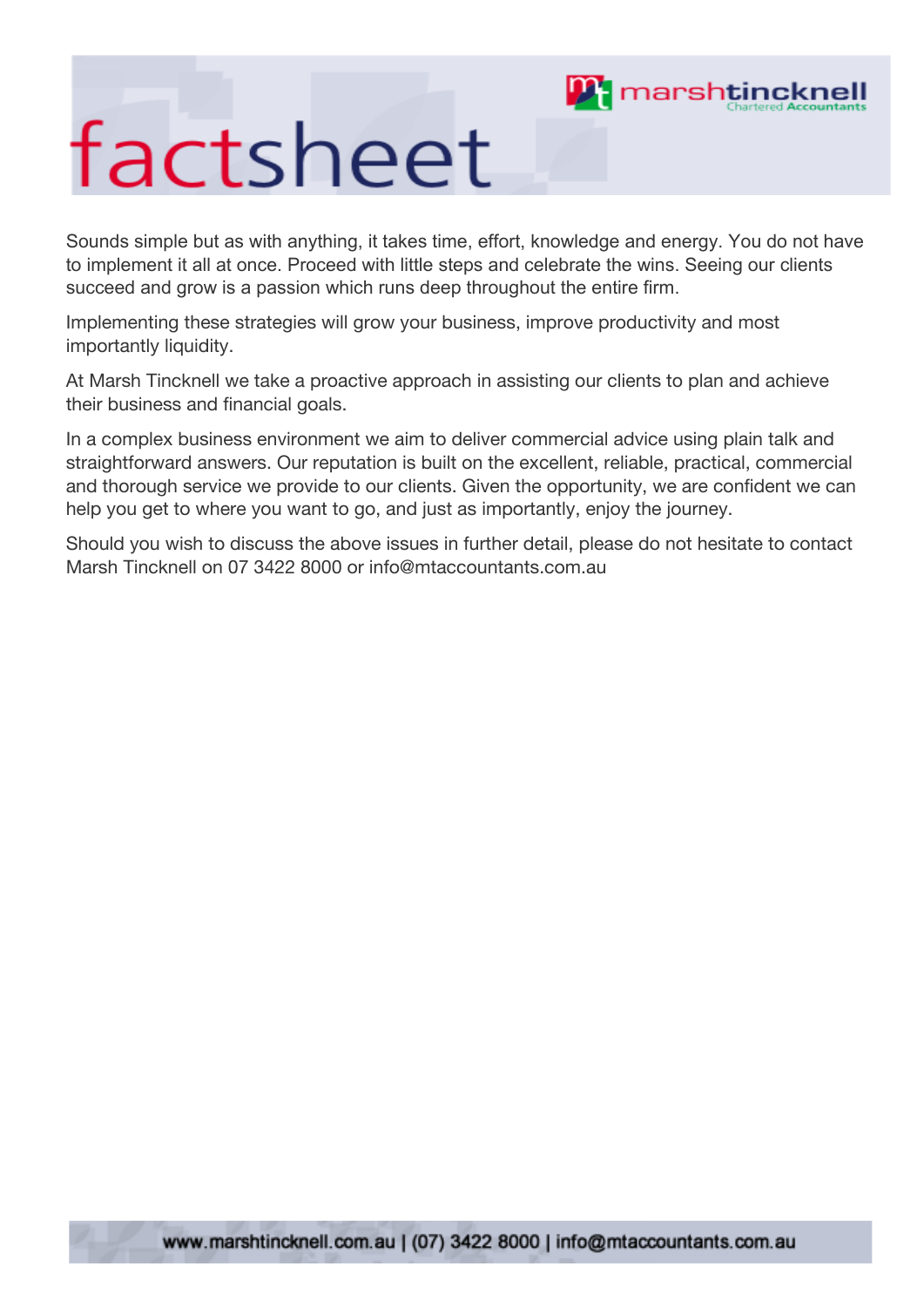Sounds simple but as with anything, it takes time, effort, knowledge and energy. You do not have to implement it all at once. Proceed with little steps and celebrate the wins. Seeing our clients succeed and grow is a passion which runs deep throughout the entire firm.

Implementing these strategies will grow your business, improve productivity and most importantly liquidity.

At Marsh Tincknell we take a proactive approach in assisting our clients to plan and achieve their business and financial goals.

In a complex business environment we aim to deliver commercial advice using plain talk and straightforward answers. Our reputation is built on the excellent, reliable, practical, commercial and thorough service we provide to our clients. Given the opportunity, we are confident we can help you get to where you want to go, and just as importantly, enjoy the journey.

Should you wish to discuss the above issues in further detail, please do not hesitate to contact Marsh Tincknell on 07 3422 8000 or info@mtaccountants.com.au